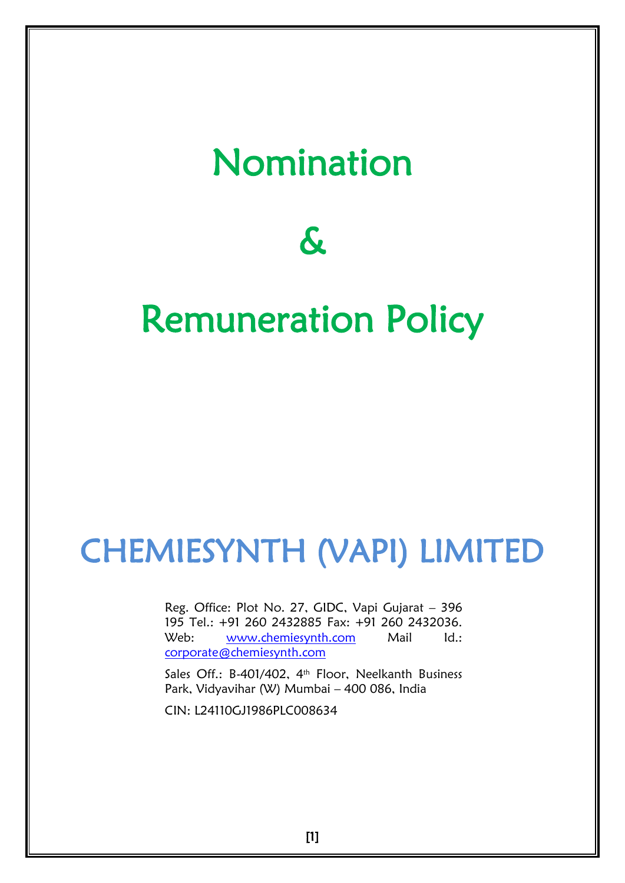# Nomination

# &

# Remuneration Policy

# CHEMIESYNTH (VAPI) LIMITED

Reg. Office: Plot No. 27, GIDC, Vapi Gujarat – 396 195 Tel.: +91 260 2432885 Fax: +91 260 2432036. Web: www.chemiesynth.com Mail Id.: corporate@chemiesynth.com

Sales Off.: B-401/402, 4th Floor, Neelkanth Business Park, Vidyavihar (W) Mumbai – 400 086, India

CIN: L24110GJ1986PLC008634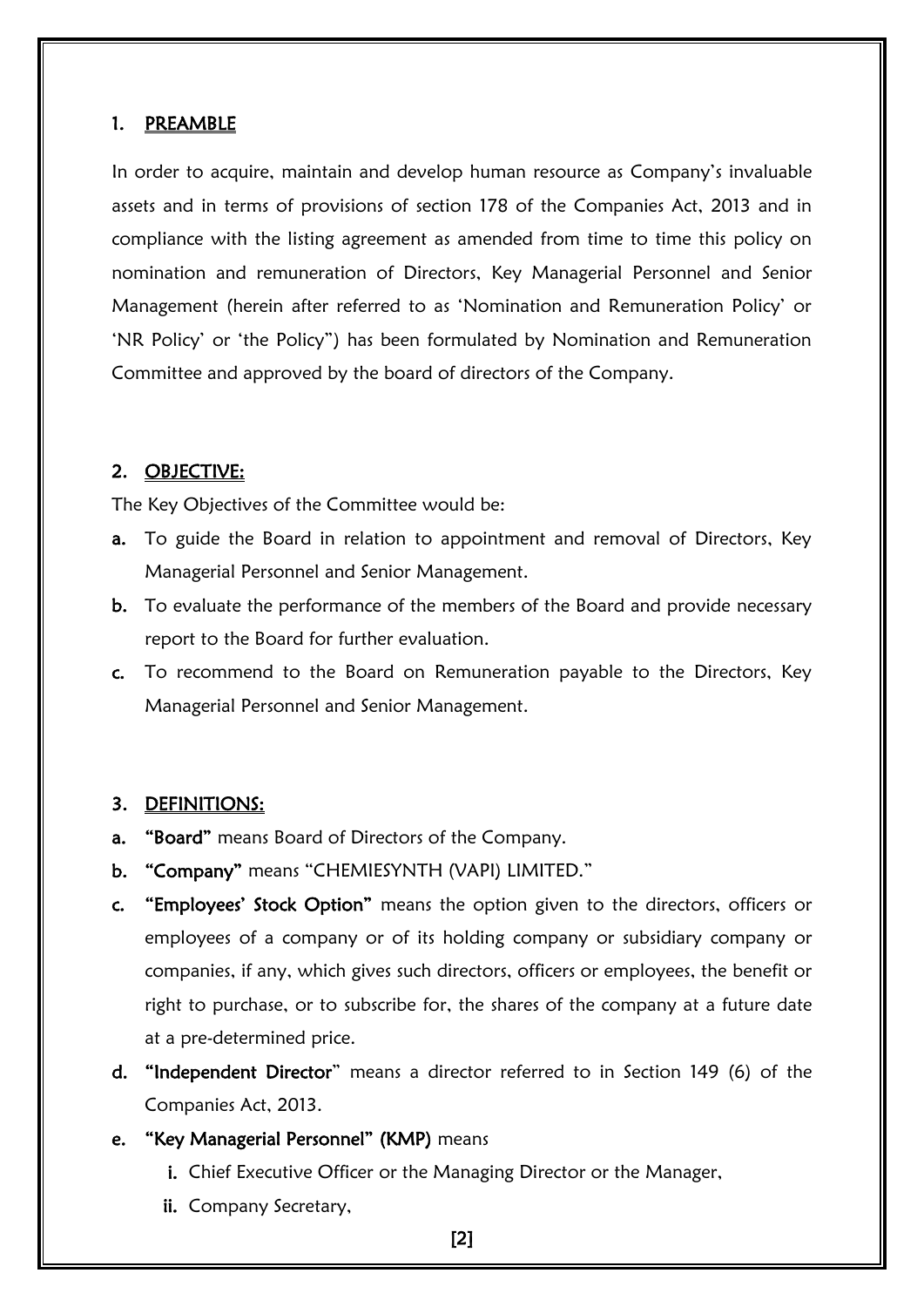## 1. PREAMBLE

In order to acquire, maintain and develop human resource as Company's invaluable assets and in terms of provisions of section 178 of the Companies Act, 2013 and in compliance with the listing agreement as amended from time to time this policy on nomination and remuneration of Directors, Key Managerial Personnel and Senior Management (herein after referred to as 'Nomination and Remuneration Policy' or 'NR Policy' or 'the Policy") has been formulated by Nomination and Remuneration Committee and approved by the board of directors of the Company.

## 2. OBJECTIVE:

The Key Objectives of the Committee would be:

**a.** To guide the Board in relation to appointment and removal of Directors, Key Managerial Personnel and Senior Management.

**b.** To evaluate the performance of the members of the Board and provide necessary report to the Board for further evaluation.

**c.** To recommend to the Board on Remuneration payable to the Directors, Key Managerial Personnel and Senior Management.

## 3. DEFINITIONS:

**a.** **"Board"** means Board of Directors of the Company.

**b.** **"Company"** means "CHEMIESYNTH (VAPI) LIMITED."

**c.** **"Employees' Stock Option"** means the option given to the directors, officers or employees of a company or of its holding company or subsidiary company or companies, if any, which gives such directors, officers or employees, the benefit or right to purchase, or to subscribe for, the shares of the company at a future date at a pre-determined price.

**d.** **"Independent Director**" means a director referred to in Section 149 (6) of the Companies Act, 2013.

**e.** **"Key Managerial Personnel" (KMP)** means

  **i.** Chief Executive Officer or the Managing Director or the Manager,

  **ii.** Company Secretary,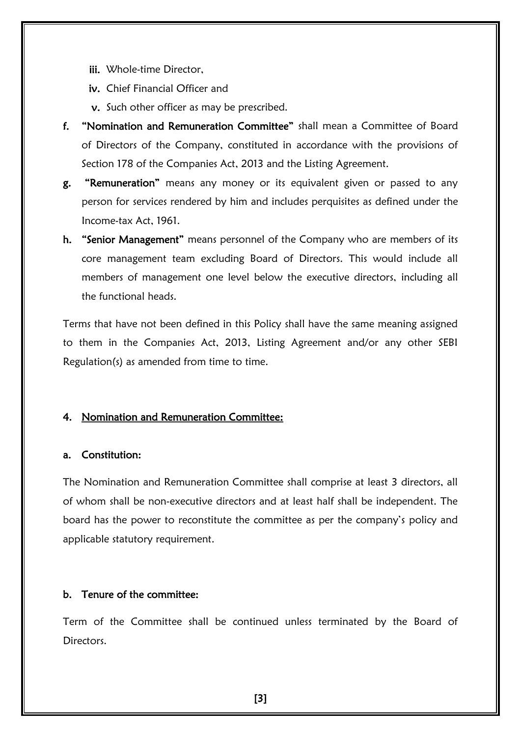iii. Whole-time Director,

iv. Chief Financial Officer and

v. Such other officer as may be prescribed.

f. **"Nomination and Remuneration Committee"** shall mean a Committee of Board of Directors of the Company, constituted in accordance with the provisions of Section 178 of the Companies Act, 2013 and the Listing Agreement.

g. **"Remuneration"** means any money or its equivalent given or passed to any person for services rendered by him and includes perquisites as defined under the Income-tax Act, 1961.

h. **"Senior Management"** means personnel of the Company who are members of its core management team excluding Board of Directors. This would include all members of management one level below the executive directors, including all the functional heads.

Terms that have not been defined in this Policy shall have the same meaning assigned to them in the Companies Act, 2013, Listing Agreement and/or any other SEBI Regulation(s) as amended from time to time.

## 4. Nomination and Remuneration Committee:

### a. Constitution:

The Nomination and Remuneration Committee shall comprise at least 3 directors, all of whom shall be non-executive directors and at least half shall be independent. The board has the power to reconstitute the committee as per the company's policy and applicable statutory requirement.

### b. Tenure of the committee:

Term of the Committee shall be continued unless terminated by the Board of Directors.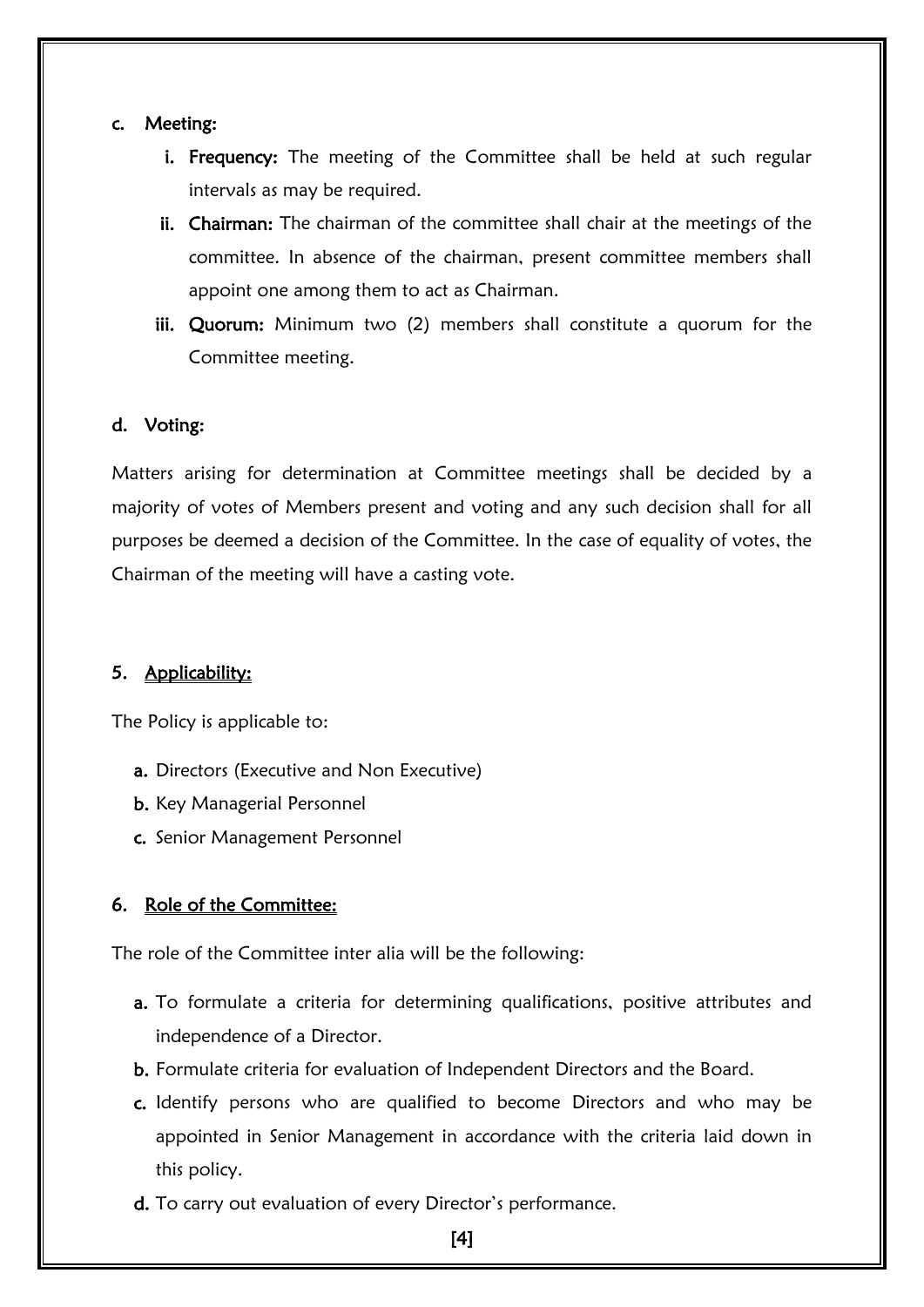**c. Meeting:**

   **i. Frequency:** The meeting of the Committee shall be held at such regular intervals as may be required.

   **ii. Chairman:** The chairman of the committee shall chair at the meetings of the committee. In absence of the chairman, present committee members shall appoint one among them to act as Chairman.

   **iii. Quorum:** Minimum two (2) members shall constitute a quorum for the Committee meeting.

**d. Voting:**

Matters arising for determination at Committee meetings shall be decided by a majority of votes of Members present and voting and any such decision shall for all purposes be deemed a decision of the Committee. In the case of equality of votes, the Chairman of the meeting will have a casting vote.

## 5. Applicability:

The Policy is applicable to:

- **a.** Directors (Executive and Non Executive)
- **b.** Key Managerial Personnel
- **c.** Senior Management Personnel

## 6. Role of the Committee:

The role of the Committee inter alia will be the following:

- **a.** To formulate a criteria for determining qualifications, positive attributes and independence of a Director.
- **b.** Formulate criteria for evaluation of Independent Directors and the Board.
- **c.** Identify persons who are qualified to become Directors and who may be appointed in Senior Management in accordance with the criteria laid down in this policy.
- **d.** To carry out evaluation of every Director's performance.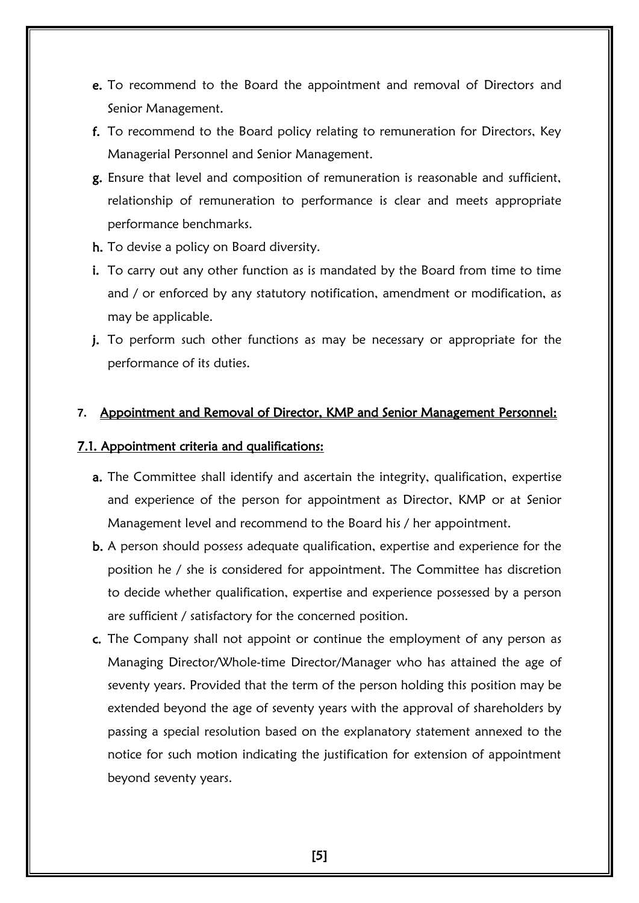e. To recommend to the Board the appointment and removal of Directors and Senior Management.

f. To recommend to the Board policy relating to remuneration for Directors, Key Managerial Personnel and Senior Management.

g. Ensure that level and composition of remuneration is reasonable and sufficient, relationship of remuneration to performance is clear and meets appropriate performance benchmarks.

h. To devise a policy on Board diversity.

i. To carry out any other function as is mandated by the Board from time to time and / or enforced by any statutory notification, amendment or modification, as may be applicable.

j. To perform such other functions as may be necessary or appropriate for the performance of its duties.

## 7. Appointment and Removal of Director, KMP and Senior Management Personnel:

### 7.1. Appointment criteria and qualifications:

a. The Committee shall identify and ascertain the integrity, qualification, expertise and experience of the person for appointment as Director, KMP or at Senior Management level and recommend to the Board his / her appointment.

b. A person should possess adequate qualification, expertise and experience for the position he / she is considered for appointment. The Committee has discretion to decide whether qualification, expertise and experience possessed by a person are sufficient / satisfactory for the concerned position.

c. The Company shall not appoint or continue the employment of any person as Managing Director/Whole-time Director/Manager who has attained the age of seventy years. Provided that the term of the person holding this position may be extended beyond the age of seventy years with the approval of shareholders by passing a special resolution based on the explanatory statement annexed to the notice for such motion indicating the justification for extension of appointment beyond seventy years.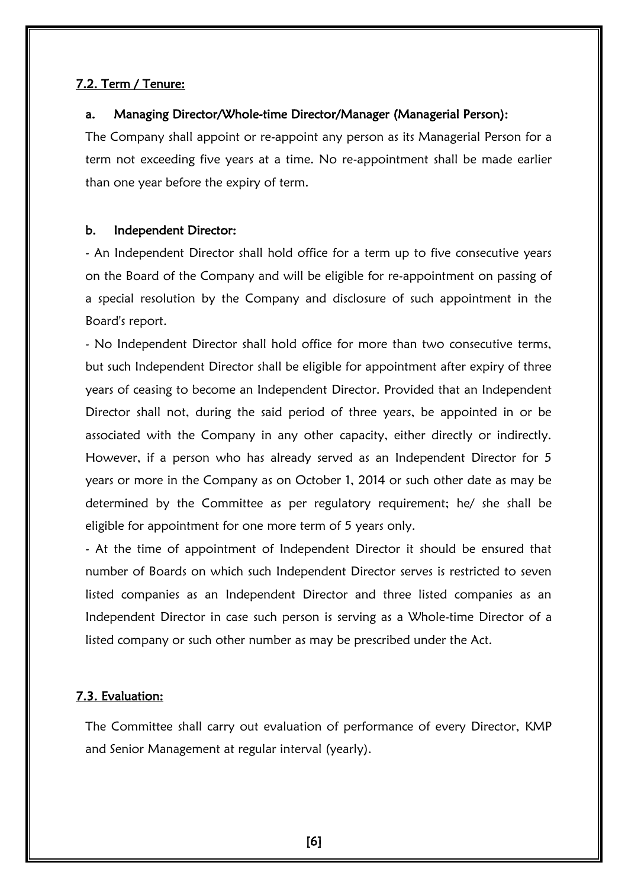### 7.2. Term / Tenure:

**a. Managing Director/Whole-time Director/Manager (Managerial Person):**

The Company shall appoint or re-appoint any person as its Managerial Person for a term not exceeding five years at a time. No re-appointment shall be made earlier than one year before the expiry of term.

**b. Independent Director:**

- An Independent Director shall hold office for a term up to five consecutive years on the Board of the Company and will be eligible for re-appointment on passing of a special resolution by the Company and disclosure of such appointment in the Board's report.

- No Independent Director shall hold office for more than two consecutive terms, but such Independent Director shall be eligible for appointment after expiry of three years of ceasing to become an Independent Director. Provided that an Independent Director shall not, during the said period of three years, be appointed in or be associated with the Company in any other capacity, either directly or indirectly. However, if a person who has already served as an Independent Director for 5 years or more in the Company as on October 1, 2014 or such other date as may be determined by the Committee as per regulatory requirement; he/ she shall be eligible for appointment for one more term of 5 years only.

- At the time of appointment of Independent Director it should be ensured that number of Boards on which such Independent Director serves is restricted to seven listed companies as an Independent Director and three listed companies as an Independent Director in case such person is serving as a Whole-time Director of a listed company or such other number as may be prescribed under the Act.

### 7.3. Evaluation:

The Committee shall carry out evaluation of performance of every Director, KMP and Senior Management at regular interval (yearly).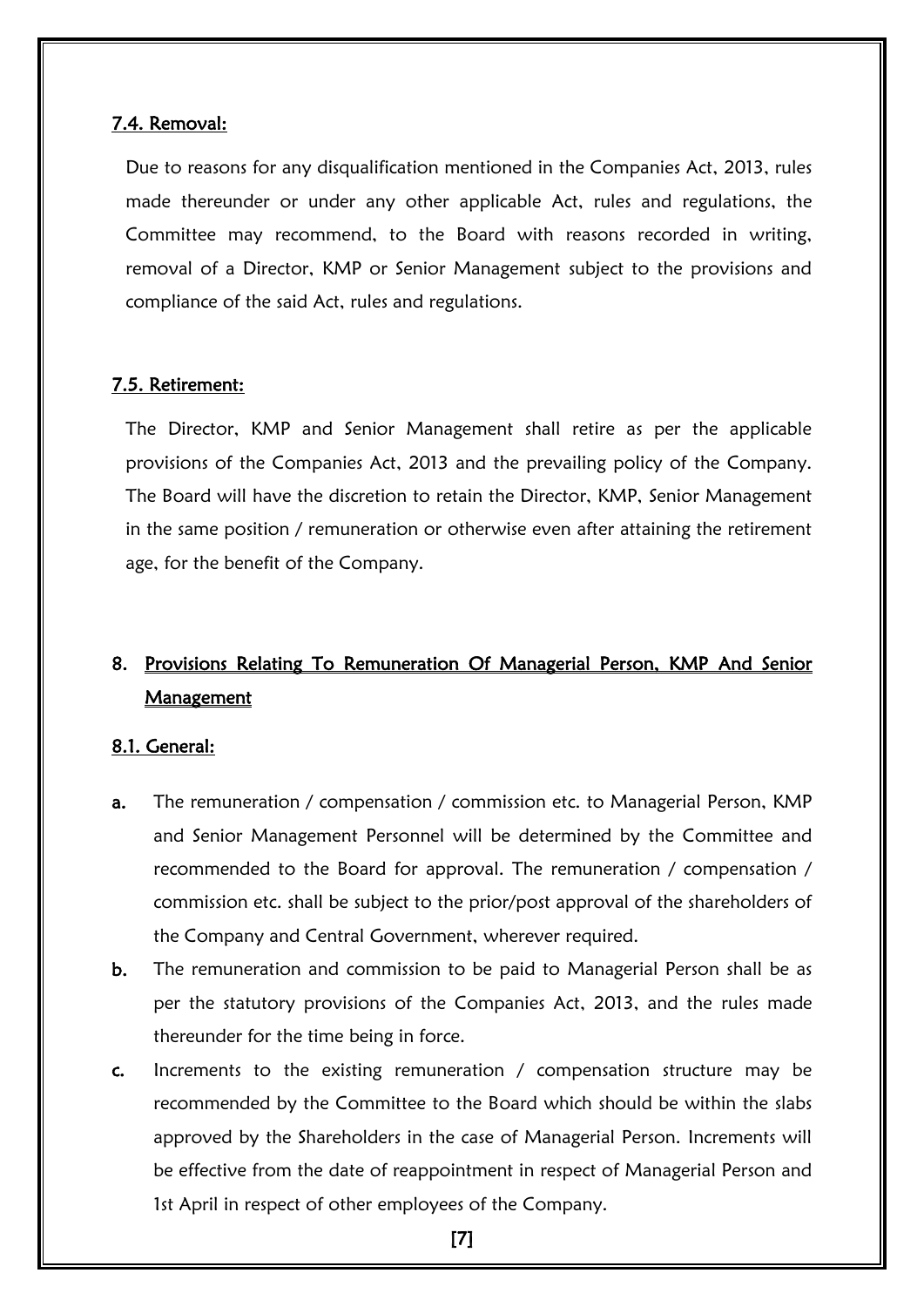### 7.4. Removal:

Due to reasons for any disqualification mentioned in the Companies Act, 2013, rules made thereunder or under any other applicable Act, rules and regulations, the Committee may recommend, to the Board with reasons recorded in writing, removal of a Director, KMP or Senior Management subject to the provisions and compliance of the said Act, rules and regulations.

### 7.5. Retirement:

The Director, KMP and Senior Management shall retire as per the applicable provisions of the Companies Act, 2013 and the prevailing policy of the Company. The Board will have the discretion to retain the Director, KMP, Senior Management in the same position / remuneration or otherwise even after attaining the retirement age, for the benefit of the Company.

## 8. Provisions Relating To Remuneration Of Managerial Person, KMP And Senior Management

### 8.1. General:

**a.** The remuneration / compensation / commission etc. to Managerial Person, KMP and Senior Management Personnel will be determined by the Committee and recommended to the Board for approval. The remuneration / compensation / commission etc. shall be subject to the prior/post approval of the shareholders of the Company and Central Government, wherever required.

**b.** The remuneration and commission to be paid to Managerial Person shall be as per the statutory provisions of the Companies Act, 2013, and the rules made thereunder for the time being in force.

**c.** Increments to the existing remuneration / compensation structure may be recommended by the Committee to the Board which should be within the slabs approved by the Shareholders in the case of Managerial Person. Increments will be effective from the date of reappointment in respect of Managerial Person and 1st April in respect of other employees of the Company.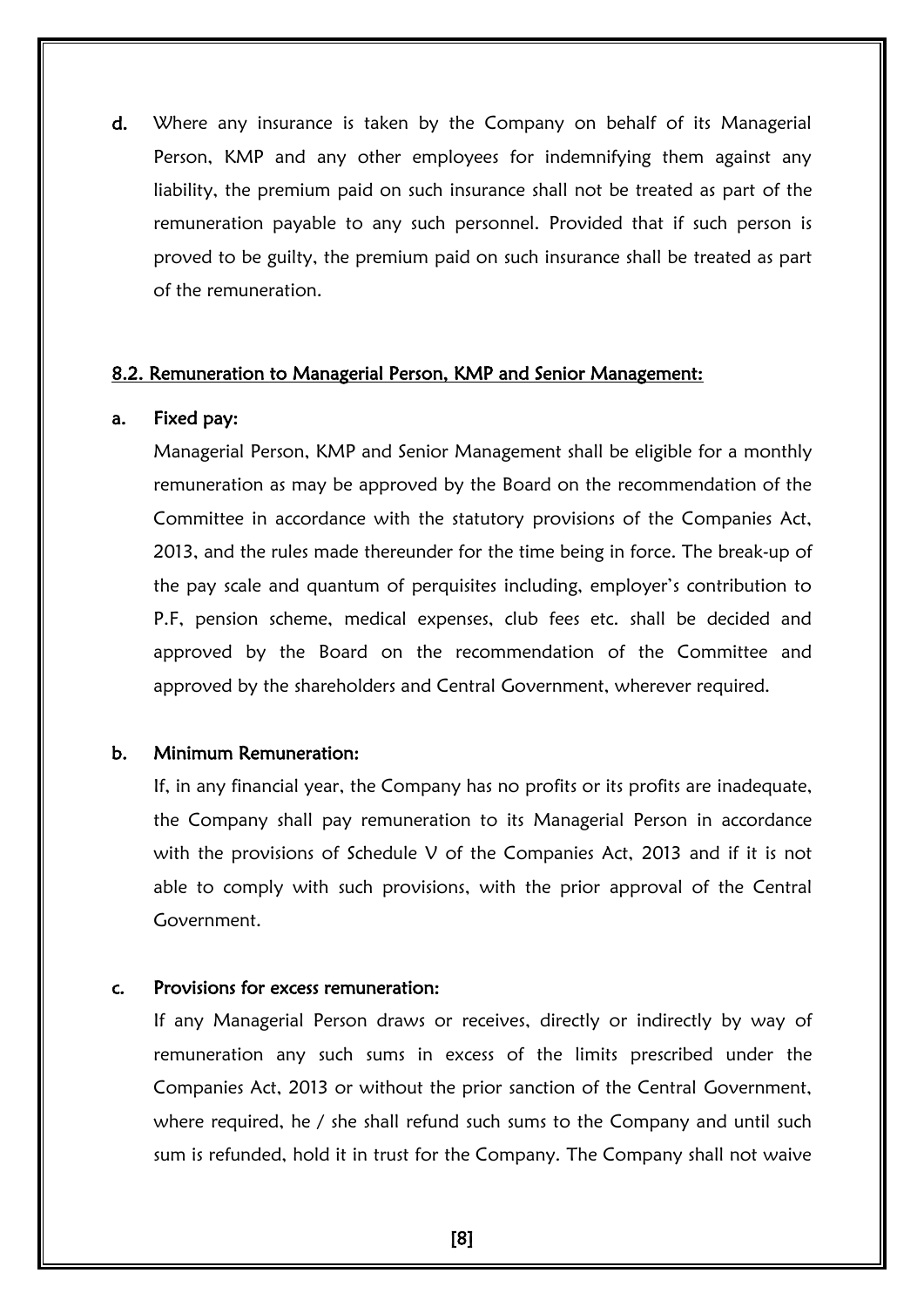**d.** Where any insurance is taken by the Company on behalf of its Managerial Person, KMP and any other employees for indemnifying them against any liability, the premium paid on such insurance shall not be treated as part of the remuneration payable to any such personnel. Provided that if such person is proved to be guilty, the premium paid on such insurance shall be treated as part of the remuneration.

### 8.2. Remuneration to Managerial Person, KMP and Senior Management:

**a. Fixed pay:**

Managerial Person, KMP and Senior Management shall be eligible for a monthly remuneration as may be approved by the Board on the recommendation of the Committee in accordance with the statutory provisions of the Companies Act, 2013, and the rules made thereunder for the time being in force. The break-up of the pay scale and quantum of perquisites including, employer's contribution to P.F, pension scheme, medical expenses, club fees etc. shall be decided and approved by the Board on the recommendation of the Committee and approved by the shareholders and Central Government, wherever required.

**b. Minimum Remuneration:**

If, in any financial year, the Company has no profits or its profits are inadequate, the Company shall pay remuneration to its Managerial Person in accordance with the provisions of Schedule V of the Companies Act, 2013 and if it is not able to comply with such provisions, with the prior approval of the Central Government.

**c. Provisions for excess remuneration:**

If any Managerial Person draws or receives, directly or indirectly by way of remuneration any such sums in excess of the limits prescribed under the Companies Act, 2013 or without the prior sanction of the Central Government, where required, he / she shall refund such sums to the Company and until such sum is refunded, hold it in trust for the Company. The Company shall not waive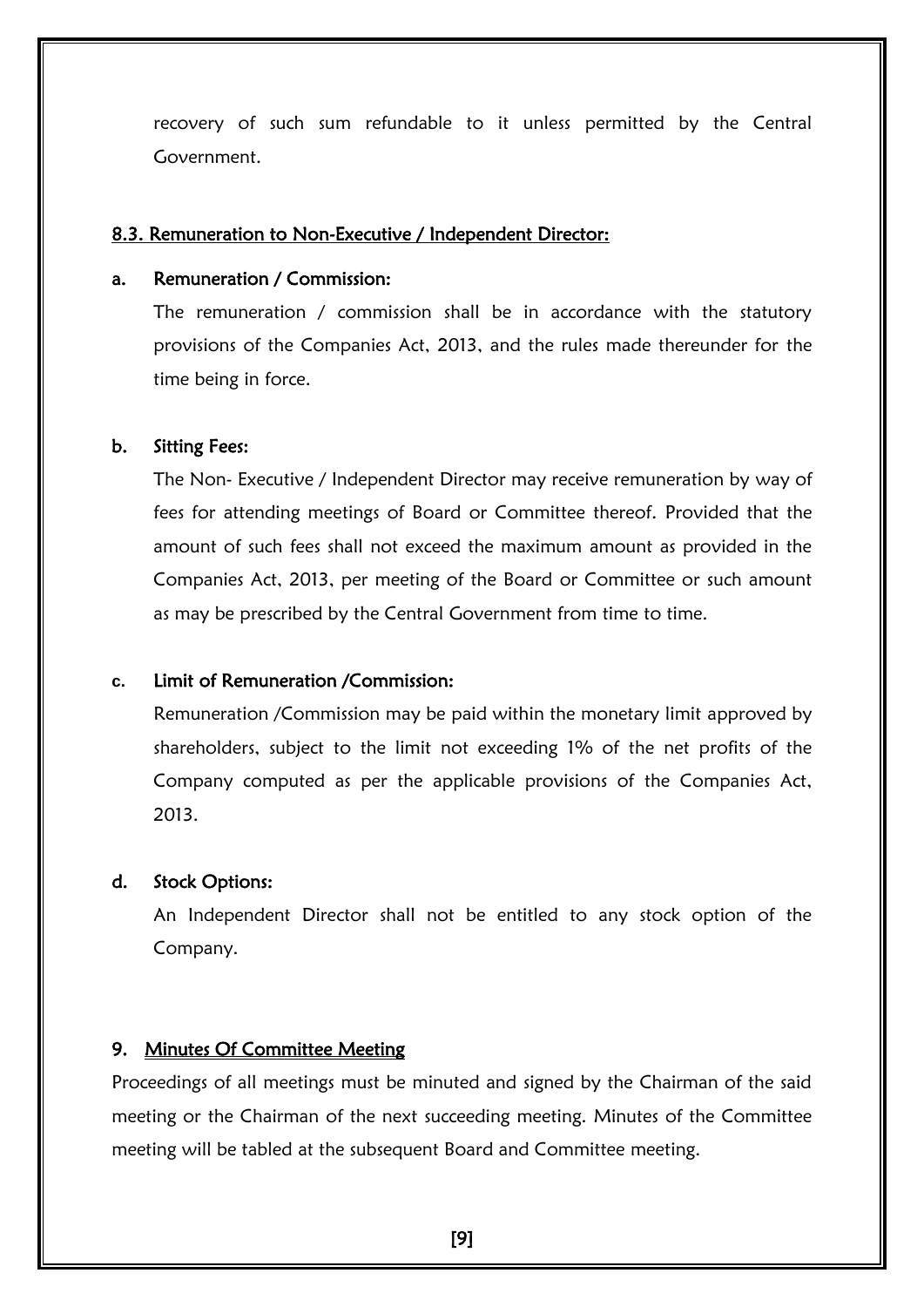recovery of such sum refundable to it unless permitted by the Central Government.

### 8.3. Remuneration to Non-Executive / Independent Director:

**a. Remuneration / Commission:**

The remuneration / commission shall be in accordance with the statutory provisions of the Companies Act, 2013, and the rules made thereunder for the time being in force.

**b. Sitting Fees:**

The Non- Executive / Independent Director may receive remuneration by way of fees for attending meetings of Board or Committee thereof. Provided that the amount of such fees shall not exceed the maximum amount as provided in the Companies Act, 2013, per meeting of the Board or Committee or such amount as may be prescribed by the Central Government from time to time.

**c. Limit of Remuneration /Commission:**

Remuneration /Commission may be paid within the monetary limit approved by shareholders, subject to the limit not exceeding 1% of the net profits of the Company computed as per the applicable provisions of the Companies Act, 2013.

**d. Stock Options:**

An Independent Director shall not be entitled to any stock option of the Company.

## 9. Minutes Of Committee Meeting

Proceedings of all meetings must be minuted and signed by the Chairman of the said meeting or the Chairman of the next succeeding meeting. Minutes of the Committee meeting will be tabled at the subsequent Board and Committee meeting.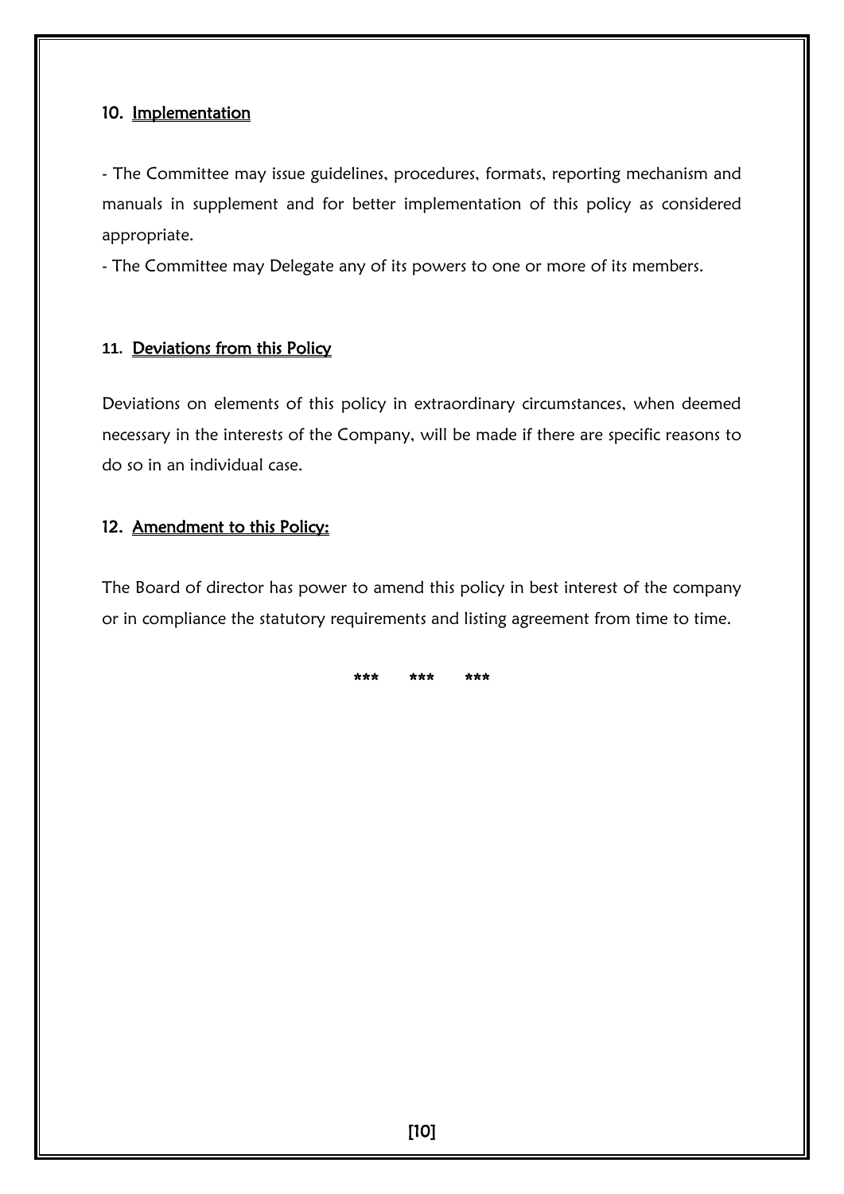## 10. Implementation

- The Committee may issue guidelines, procedures, formats, reporting mechanism and manuals in supplement and for better implementation of this policy as considered appropriate.

- The Committee may Delegate any of its powers to one or more of its members.

## 11. Deviations from this Policy

Deviations on elements of this policy in extraordinary circumstances, when deemed necessary in the interests of the Company, will be made if there are specific reasons to do so in an individual case.

## 12. Amendment to this Policy:

The Board of director has power to amend this policy in best interest of the company or in compliance the statutory requirements and listing agreement from time to time.

*** *** ***